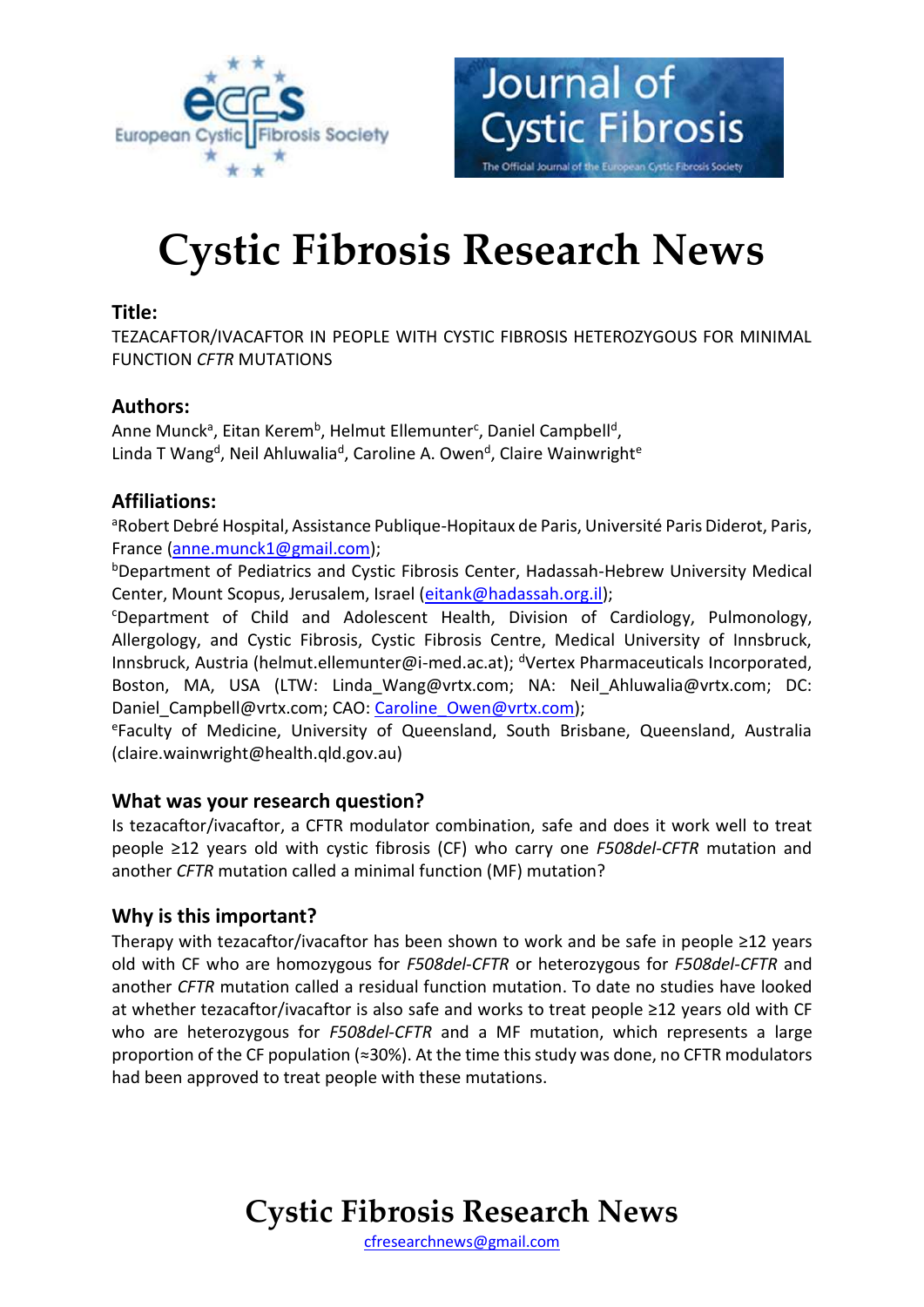# Cystic Fibrosis Research News

## Title:

TEZACAFTOR/IVACAFTOR IN PEOPLE WITH CYSTIC FIBROSIS HETEROZYGOUS FOR MINIMAL FUNCTION *CFTR* MUTATIONS

## Authors:

Anne Munck[a], Eitan Kerem[b], Helmut Ellemunter[c], Daniel Campbell[d], Linda T Wang[d], Neil Ahluwalia[d], Caroline A. Owen[d], Claire Wainwright[e]

## Affiliations:

[a]Robert Debré Hospital, Assistance Publique-Hopitaux de Paris, Université Paris Diderot, Paris, France (anne.munck1@gmail.com);
[b]Department of Pediatrics and Cystic Fibrosis Center, Hadassah-Hebrew University Medical Center, Mount Scopus, Jerusalem, Israel (eitank@hadassah.org.il);
[c]Department of Child and Adolescent Health, Division of Cardiology, Pulmonology, Allergology, and Cystic Fibrosis, Cystic Fibrosis Centre, Medical University of Innsbruck, Innsbruck, Austria (helmut.ellemunter@i-med.ac.at); [d]Vertex Pharmaceuticals Incorporated, Boston, MA, USA (LTW: Linda_Wang@vrtx.com; NA: Neil_Ahluwalia@vrtx.com; DC: Daniel_Campbell@vrtx.com; CAO: Caroline_Owen@vrtx.com);
[e]Faculty of Medicine, University of Queensland, South Brisbane, Queensland, Australia (claire.wainwright@health.qld.gov.au)

### What was your research question?

Is tezacaftor/ivacaftor, a CFTR modulator combination, safe and does it work well to treat people ≥12 years old with cystic fibrosis (CF) who carry one *F508del-CFTR* mutation and another *CFTR* mutation called a minimal function (MF) mutation?

### Why is this important?

Therapy with tezacaftor/ivacaftor has been shown to work and be safe in people ≥12 years old with CF who are homozygous for *F508del-CFTR* or heterozygous for *F508del-CFTR* and another *CFTR* mutation called a residual function mutation. To date no studies have looked at whether tezacaftor/ivacaftor is also safe and works to treat people ≥12 years old with CF who are heterozygous for *F508del-CFTR* and a MF mutation, which represents a large proportion of the CF population (≈30%). At the time this study was done, no CFTR modulators had been approved to treat people with these mutations.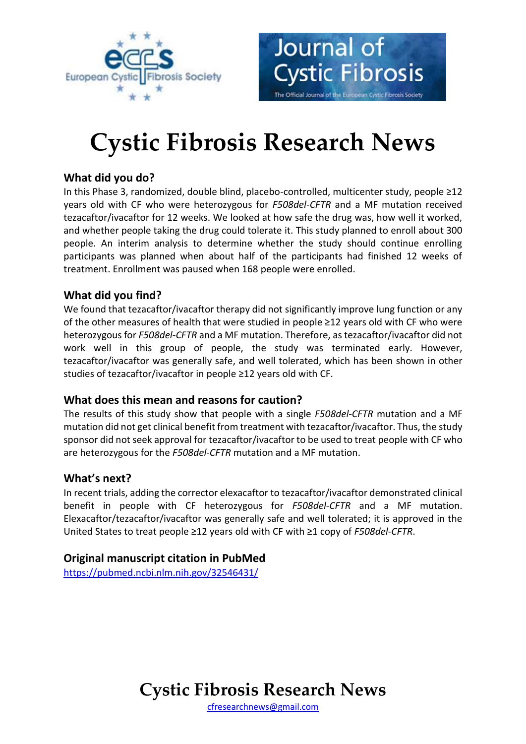# Cystic Fibrosis Research News

## What did you do?

In this Phase 3, randomized, double blind, placebo-controlled, multicenter study, people ≥12 years old with CF who were heterozygous for *F508del-CFTR* and a MF mutation received tezacaftor/ivacaftor for 12 weeks. We looked at how safe the drug was, how well it worked, and whether people taking the drug could tolerate it. This study planned to enroll about 300 people. An interim analysis to determine whether the study should continue enrolling participants was planned when about half of the participants had finished 12 weeks of treatment. Enrollment was paused when 168 people were enrolled.

## What did you find?

We found that tezacaftor/ivacaftor therapy did not significantly improve lung function or any of the other measures of health that were studied in people ≥12 years old with CF who were heterozygous for *F508del-CFTR* and a MF mutation. Therefore, as tezacaftor/ivacaftor did not work well in this group of people, the study was terminated early. However, tezacaftor/ivacaftor was generally safe, and well tolerated, which has been shown in other studies of tezacaftor/ivacaftor in people ≥12 years old with CF.

## What does this mean and reasons for caution?

The results of this study show that people with a single *F508del-CFTR* mutation and a MF mutation did not get clinical benefit from treatment with tezacaftor/ivacaftor. Thus, the study sponsor did not seek approval for tezacaftor/ivacaftor to be used to treat people with CF who are heterozygous for the *F508del-CFTR* mutation and a MF mutation.

## What's next?

In recent trials, adding the corrector elexacaftor to tezacaftor/ivacaftor demonstrated clinical benefit in people with CF heterozygous for *F508del-CFTR* and a MF mutation. Elexacaftor/tezacaftor/ivacaftor was generally safe and well tolerated; it is approved in the United States to treat people ≥12 years old with CF with ≥1 copy of *F508del-CFTR*.

## Original manuscript citation in PubMed

https://pubmed.ncbi.nlm.nih.gov/32546431/

**Cystic Fibrosis Research News**
cfresearchnews@gmail.com